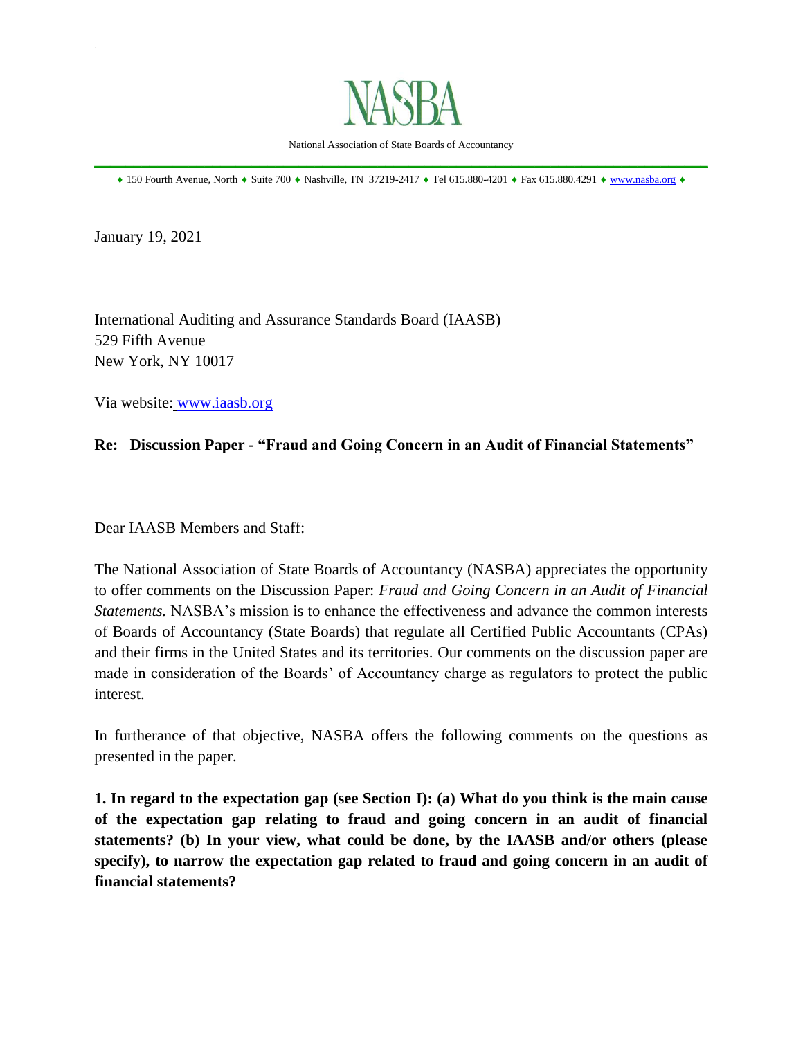NASBA

National Association of State Boards of Accountancy

♦ 150 Fourth Avenue, North ♦ Suite 700 ♦ Nashville, TN 37219-2417 ♦ Tel 615.880-4201 ♦ Fax 615.880.4291 ♦ www.nasba.org ♦

January 19, 2021

International Auditing and Assurance Standards Board (IAASB)
529 Fifth Avenue
New York, NY 10017

Via website: www.iaasb.org

**Re: Discussion Paper - "Fraud and Going Concern in an Audit of Financial Statements"**

Dear IAASB Members and Staff:

The National Association of State Boards of Accountancy (NASBA) appreciates the opportunity to offer comments on the Discussion Paper: *Fraud and Going Concern in an Audit of Financial Statements.* NASBA's mission is to enhance the effectiveness and advance the common interests of Boards of Accountancy (State Boards) that regulate all Certified Public Accountants (CPAs) and their firms in the United States and its territories. Our comments on the discussion paper are made in consideration of the Boards' of Accountancy charge as regulators to protect the public interest.

In furtherance of that objective, NASBA offers the following comments on the questions as presented in the paper.

**1. In regard to the expectation gap (see Section I): (a) What do you think is the main cause of the expectation gap relating to fraud and going concern in an audit of financial statements? (b) In your view, what could be done, by the IAASB and/or others (please specify), to narrow the expectation gap related to fraud and going concern in an audit of financial statements?**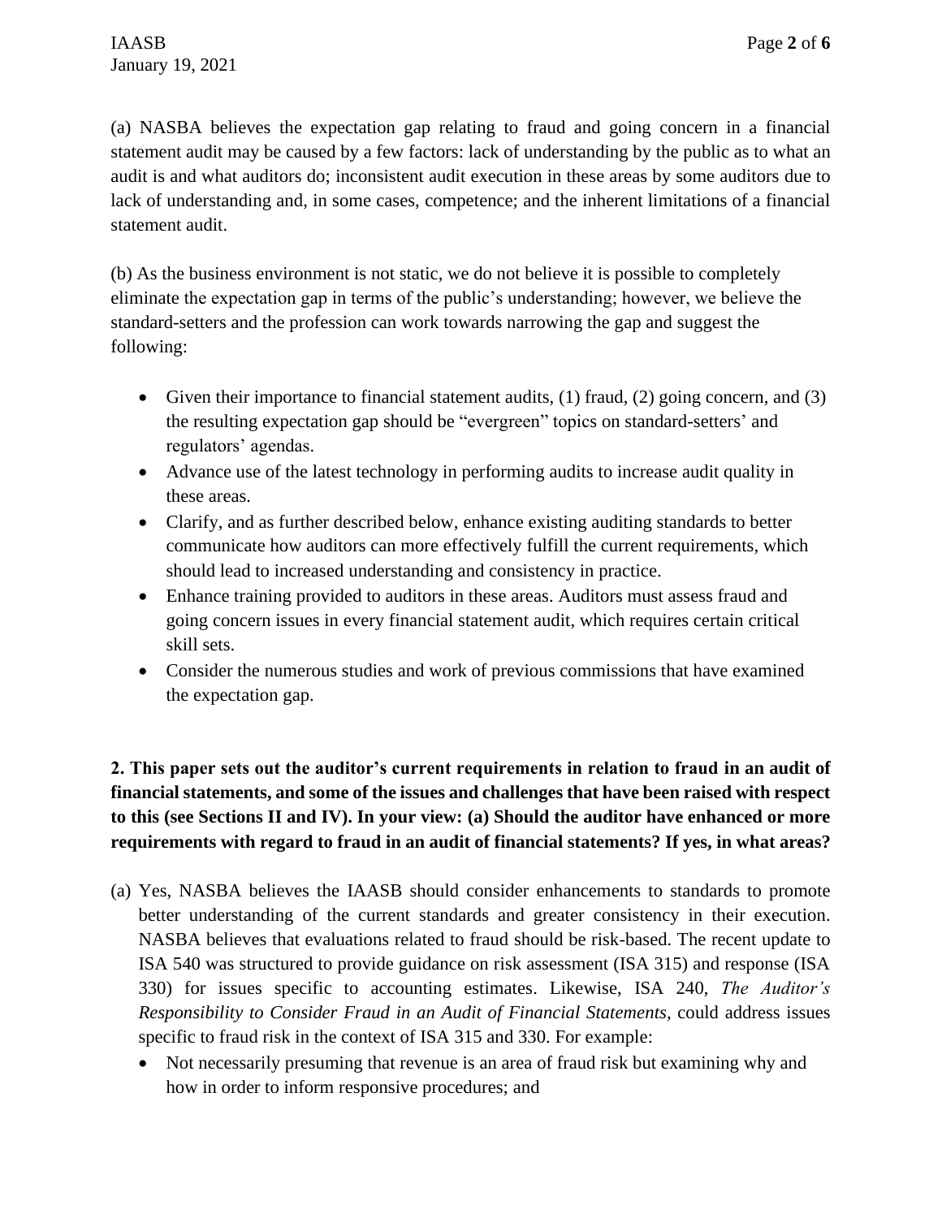(a) NASBA believes the expectation gap relating to fraud and going concern in a financial statement audit may be caused by a few factors: lack of understanding by the public as to what an audit is and what auditors do; inconsistent audit execution in these areas by some auditors due to lack of understanding and, in some cases, competence; and the inherent limitations of a financial statement audit.

(b) As the business environment is not static, we do not believe it is possible to completely eliminate the expectation gap in terms of the public's understanding; however, we believe the standard-setters and the profession can work towards narrowing the gap and suggest the following:

- Given their importance to financial statement audits, (1) fraud, (2) going concern, and (3) the resulting expectation gap should be "evergreen" topics on standard-setters' and regulators' agendas.
- Advance use of the latest technology in performing audits to increase audit quality in these areas.
- Clarify, and as further described below, enhance existing auditing standards to better communicate how auditors can more effectively fulfill the current requirements, which should lead to increased understanding and consistency in practice.
- Enhance training provided to auditors in these areas. Auditors must assess fraud and going concern issues in every financial statement audit, which requires certain critical skill sets.
- Consider the numerous studies and work of previous commissions that have examined the expectation gap.

**2. This paper sets out the auditor's current requirements in relation to fraud in an audit of financial statements, and some of the issues and challenges that have been raised with respect to this (see Sections II and IV). In your view: (a) Should the auditor have enhanced or more requirements with regard to fraud in an audit of financial statements? If yes, in what areas?**

(a) Yes, NASBA believes the IAASB should consider enhancements to standards to promote better understanding of the current standards and greater consistency in their execution. NASBA believes that evaluations related to fraud should be risk-based. The recent update to ISA 540 was structured to provide guidance on risk assessment (ISA 315) and response (ISA 330) for issues specific to accounting estimates. Likewise, ISA 240, *The Auditor's Responsibility to Consider Fraud in an Audit of Financial Statements*, could address issues specific to fraud risk in the context of ISA 315 and 330. For example:

   - Not necessarily presuming that revenue is an area of fraud risk but examining why and how in order to inform responsive procedures; and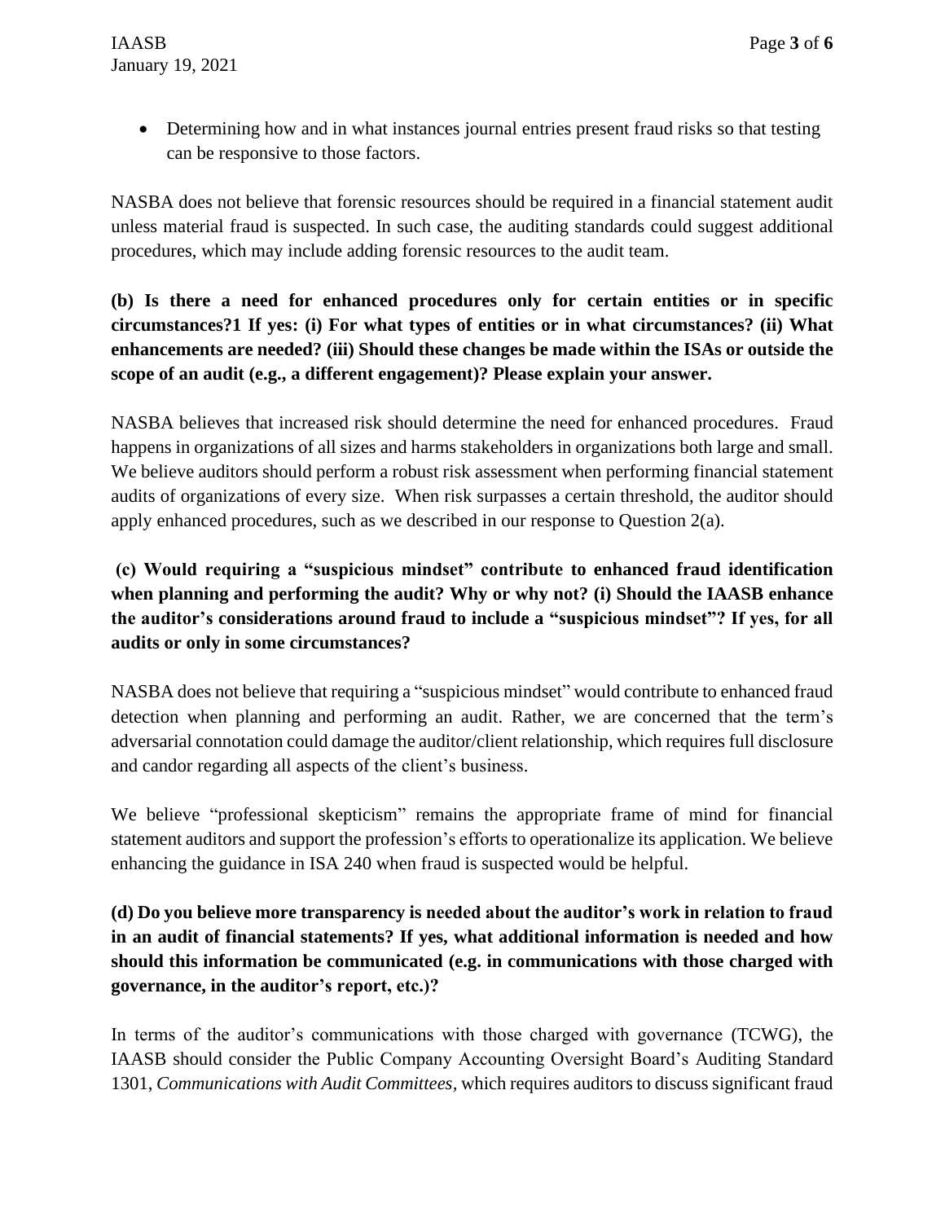- Determining how and in what instances journal entries present fraud risks so that testing can be responsive to those factors.

NASBA does not believe that forensic resources should be required in a financial statement audit unless material fraud is suspected. In such case, the auditing standards could suggest additional procedures, which may include adding forensic resources to the audit team.

**(b) Is there a need for enhanced procedures only for certain entities or in specific circumstances?1 If yes: (i) For what types of entities or in what circumstances? (ii) What enhancements are needed? (iii) Should these changes be made within the ISAs or outside the scope of an audit (e.g., a different engagement)? Please explain your answer.**

NASBA believes that increased risk should determine the need for enhanced procedures. Fraud happens in organizations of all sizes and harms stakeholders in organizations both large and small. We believe auditors should perform a robust risk assessment when performing financial statement audits of organizations of every size. When risk surpasses a certain threshold, the auditor should apply enhanced procedures, such as we described in our response to Question 2(a).

**(c) Would requiring a "suspicious mindset" contribute to enhanced fraud identification when planning and performing the audit? Why or why not? (i) Should the IAASB enhance the auditor's considerations around fraud to include a "suspicious mindset"? If yes, for all audits or only in some circumstances?**

NASBA does not believe that requiring a "suspicious mindset" would contribute to enhanced fraud detection when planning and performing an audit. Rather, we are concerned that the term's adversarial connotation could damage the auditor/client relationship, which requires full disclosure and candor regarding all aspects of the client's business.

We believe "professional skepticism" remains the appropriate frame of mind for financial statement auditors and support the profession's efforts to operationalize its application. We believe enhancing the guidance in ISA 240 when fraud is suspected would be helpful.

**(d) Do you believe more transparency is needed about the auditor's work in relation to fraud in an audit of financial statements? If yes, what additional information is needed and how should this information be communicated (e.g. in communications with those charged with governance, in the auditor's report, etc.)?**

In terms of the auditor's communications with those charged with governance (TCWG), the IAASB should consider the Public Company Accounting Oversight Board's Auditing Standard 1301, *Communications with Audit Committees*, which requires auditors to discuss significant fraud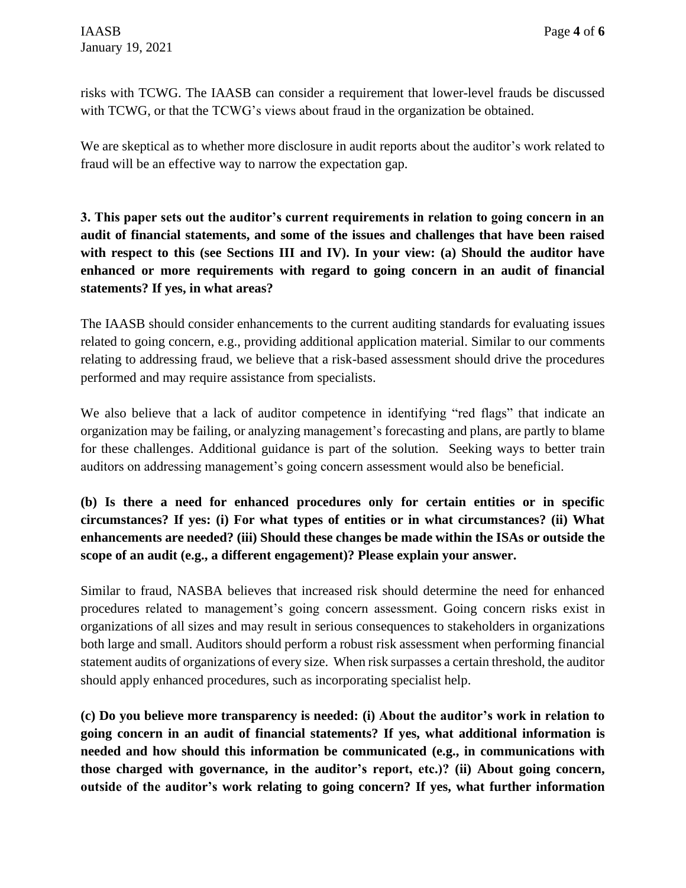risks with TCWG. The IAASB can consider a requirement that lower-level frauds be discussed with TCWG, or that the TCWG's views about fraud in the organization be obtained.

We are skeptical as to whether more disclosure in audit reports about the auditor's work related to fraud will be an effective way to narrow the expectation gap.

**3. This paper sets out the auditor's current requirements in relation to going concern in an audit of financial statements, and some of the issues and challenges that have been raised with respect to this (see Sections III and IV). In your view: (a) Should the auditor have enhanced or more requirements with regard to going concern in an audit of financial statements? If yes, in what areas?**

The IAASB should consider enhancements to the current auditing standards for evaluating issues related to going concern, e.g., providing additional application material. Similar to our comments relating to addressing fraud, we believe that a risk-based assessment should drive the procedures performed and may require assistance from specialists.

We also believe that a lack of auditor competence in identifying "red flags" that indicate an organization may be failing, or analyzing management's forecasting and plans, are partly to blame for these challenges. Additional guidance is part of the solution. Seeking ways to better train auditors on addressing management's going concern assessment would also be beneficial.

**(b) Is there a need for enhanced procedures only for certain entities or in specific circumstances? If yes: (i) For what types of entities or in what circumstances? (ii) What enhancements are needed? (iii) Should these changes be made within the ISAs or outside the scope of an audit (e.g., a different engagement)? Please explain your answer.**

Similar to fraud, NASBA believes that increased risk should determine the need for enhanced procedures related to management's going concern assessment. Going concern risks exist in organizations of all sizes and may result in serious consequences to stakeholders in organizations both large and small. Auditors should perform a robust risk assessment when performing financial statement audits of organizations of every size. When risk surpasses a certain threshold, the auditor should apply enhanced procedures, such as incorporating specialist help.

**(c) Do you believe more transparency is needed: (i) About the auditor's work in relation to going concern in an audit of financial statements? If yes, what additional information is needed and how should this information be communicated (e.g., in communications with those charged with governance, in the auditor's report, etc.)? (ii) About going concern, outside of the auditor's work relating to going concern? If yes, what further information**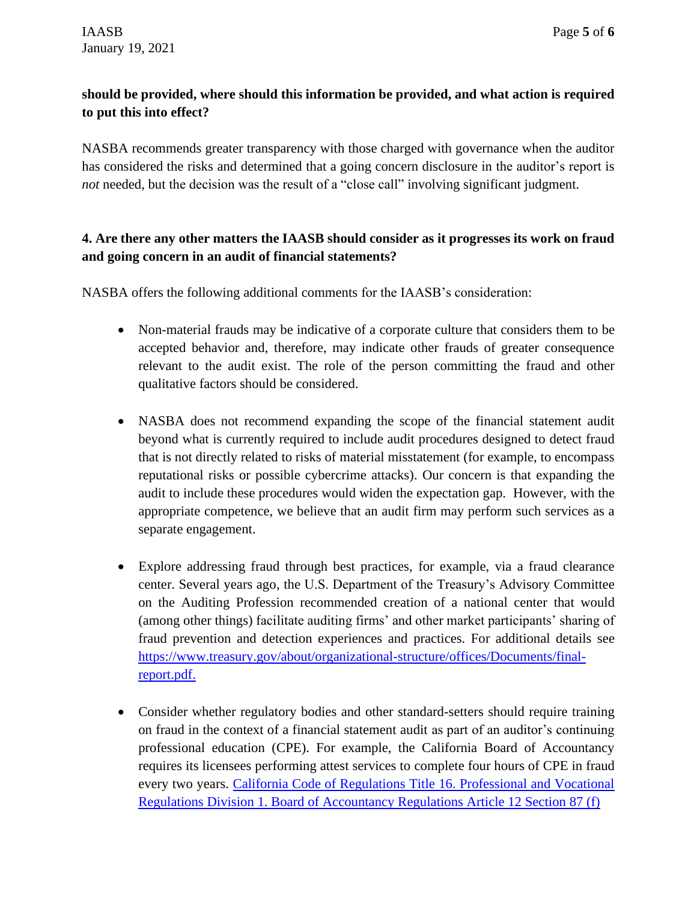**should be provided, where should this information be provided, and what action is required to put this into effect?**

NASBA recommends greater transparency with those charged with governance when the auditor has considered the risks and determined that a going concern disclosure in the auditor's report is *not* needed, but the decision was the result of a "close call" involving significant judgment.

**4. Are there any other matters the IAASB should consider as it progresses its work on fraud and going concern in an audit of financial statements?**

NASBA offers the following additional comments for the IAASB's consideration:

- Non-material frauds may be indicative of a corporate culture that considers them to be accepted behavior and, therefore, may indicate other frauds of greater consequence relevant to the audit exist. The role of the person committing the fraud and other qualitative factors should be considered.

- NASBA does not recommend expanding the scope of the financial statement audit beyond what is currently required to include audit procedures designed to detect fraud that is not directly related to risks of material misstatement (for example, to encompass reputational risks or possible cybercrime attacks). Our concern is that expanding the audit to include these procedures would widen the expectation gap. However, with the appropriate competence, we believe that an audit firm may perform such services as a separate engagement.

- Explore addressing fraud through best practices, for example, via a fraud clearance center. Several years ago, the U.S. Department of the Treasury's Advisory Committee on the Auditing Profession recommended creation of a national center that would (among other things) facilitate auditing firms' and other market participants' sharing of fraud prevention and detection experiences and practices. For additional details see [https://www.treasury.gov/about/organizational-structure/offices/Documents/final-report.pdf.](https://www.treasury.gov/about/organizational-structure/offices/Documents/final-report.pdf)

- Consider whether regulatory bodies and other standard-setters should require training on fraud in the context of a financial statement audit as part of an auditor's continuing professional education (CPE). For example, the California Board of Accountancy requires its licensees performing attest services to complete four hours of CPE in fraud every two years. California Code of Regulations Title 16. Professional and Vocational Regulations Division 1. Board of Accountancy Regulations Article 12 Section 87 (f)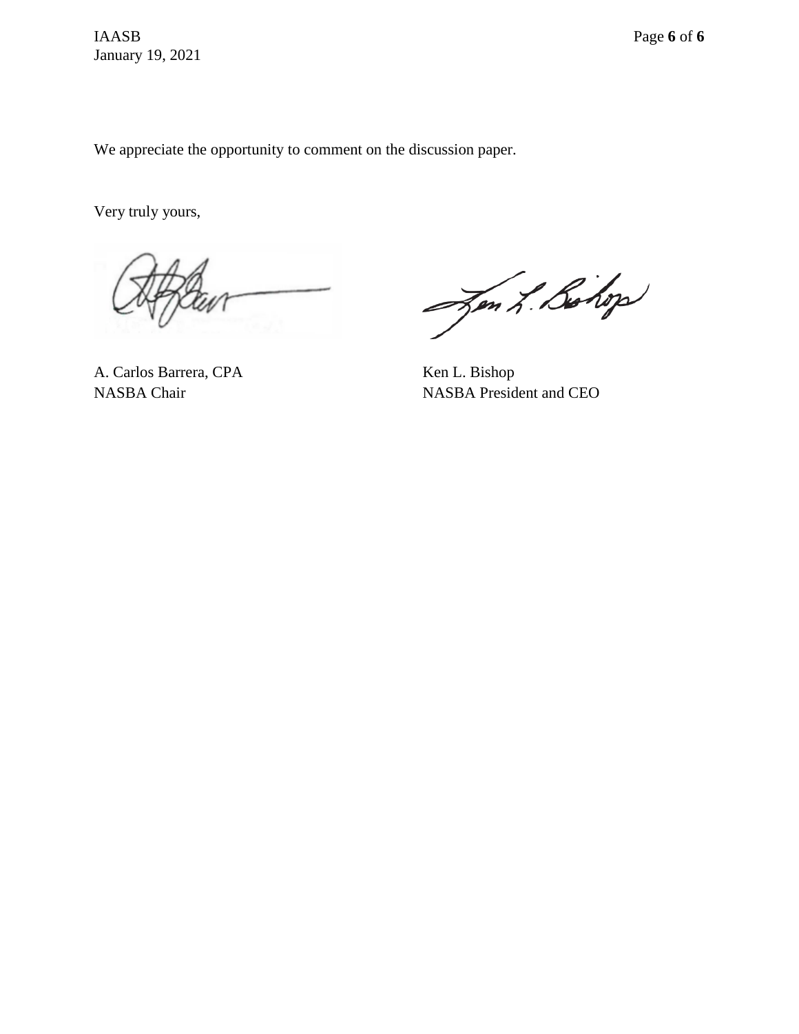We appreciate the opportunity to comment on the discussion paper.

Very truly yours,

A. Carlos Barrera, CPA
NASBA Chair

Ken L. Bishop
NASBA President and CEO